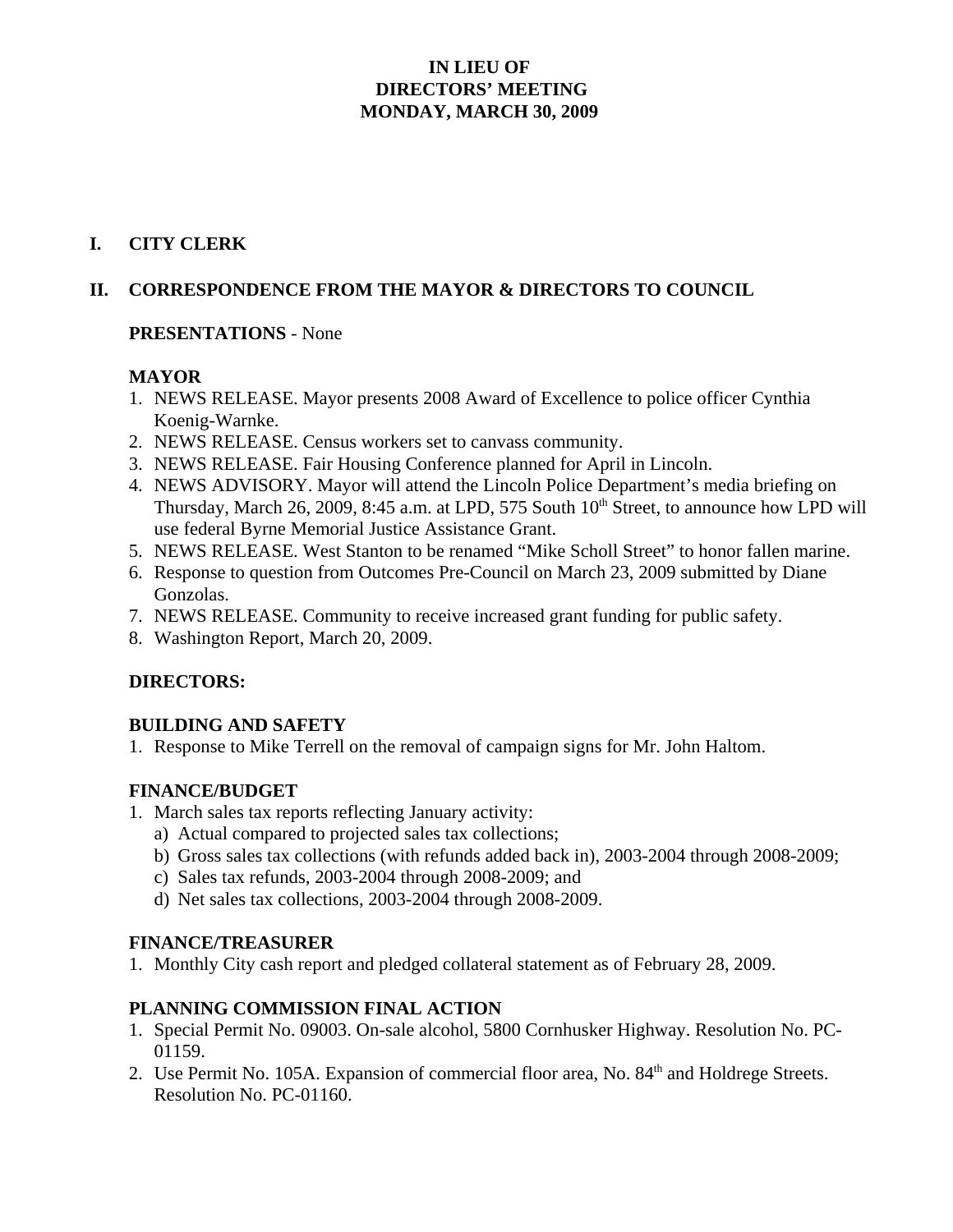# IN LIEU OF DIRECTORS' MEETING MONDAY, MARCH 30, 2009

## I. CITY CLERK

## II. CORRESPONDENCE FROM THE MAYOR & DIRECTORS TO COUNCIL

**PRESENTATIONS** - None

**MAYOR**

1. NEWS RELEASE. Mayor presents 2008 Award of Excellence to police officer Cynthia Koenig-Warnke.
2. NEWS RELEASE. Census workers set to canvass community.
3. NEWS RELEASE. Fair Housing Conference planned for April in Lincoln.
4. NEWS ADVISORY. Mayor will attend the Lincoln Police Department's media briefing on Thursday, March 26, 2009, 8:45 a.m. at LPD, 575 South 10th Street, to announce how LPD will use federal Byrne Memorial Justice Assistance Grant.
5. NEWS RELEASE. West Stanton to be renamed "Mike Scholl Street" to honor fallen marine.
6. Response to question from Outcomes Pre-Council on March 23, 2009 submitted by Diane Gonzolas.
7. NEWS RELEASE. Community to receive increased grant funding for public safety.
8. Washington Report, March 20, 2009.

**DIRECTORS:**

**BUILDING AND SAFETY**

1. Response to Mike Terrell on the removal of campaign signs for Mr. John Haltom.

**FINANCE/BUDGET**

1. March sales tax reports reflecting January activity:
   a) Actual compared to projected sales tax collections;
   b) Gross sales tax collections (with refunds added back in), 2003-2004 through 2008-2009;
   c) Sales tax refunds, 2003-2004 through 2008-2009; and
   d) Net sales tax collections, 2003-2004 through 2008-2009.

**FINANCE/TREASURER**

1. Monthly City cash report and pledged collateral statement as of February 28, 2009.

**PLANNING COMMISSION FINAL ACTION**

1. Special Permit No. 09003. On-sale alcohol, 5800 Cornhusker Highway. Resolution No. PC-01159.
2. Use Permit No. 105A. Expansion of commercial floor area, No. 84th and Holdrege Streets. Resolution No. PC-01160.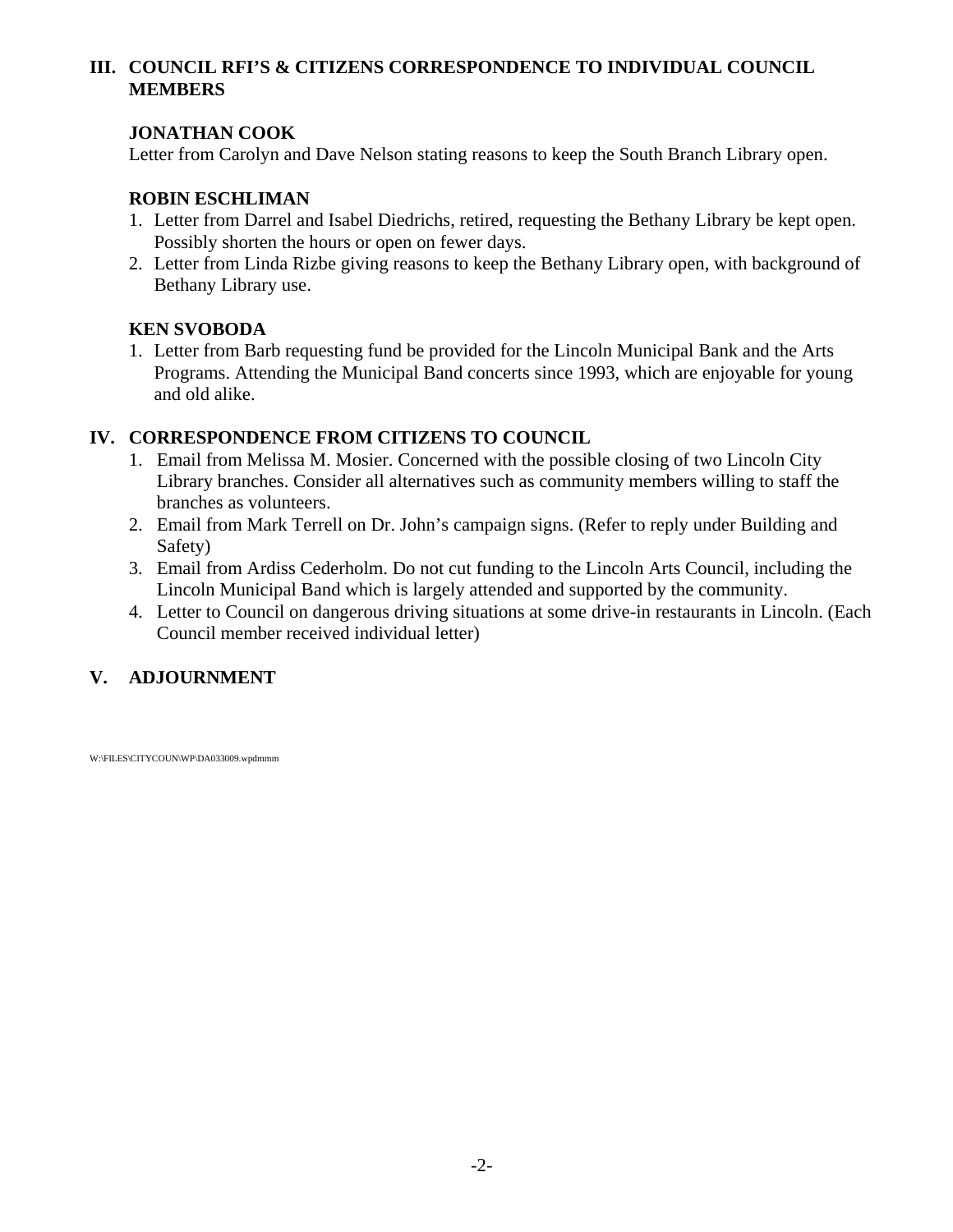## III. COUNCIL RFI'S & CITIZENS CORRESPONDENCE TO INDIVIDUAL COUNCIL MEMBERS

### JONATHAN COOK

Letter from Carolyn and Dave Nelson stating reasons to keep the South Branch Library open.

### ROBIN ESCHLIMAN

1. Letter from Darrel and Isabel Diedrichs, retired, requesting the Bethany Library be kept open. Possibly shorten the hours or open on fewer days.
2. Letter from Linda Rizbe giving reasons to keep the Bethany Library open, with background of Bethany Library use.

### KEN SVOBODA

1. Letter from Barb requesting fund be provided for the Lincoln Municipal Bank and the Arts Programs. Attending the Municipal Band concerts since 1993, which are enjoyable for young and old alike.

## IV. CORRESPONDENCE FROM CITIZENS TO COUNCIL

1. Email from Melissa M. Mosier. Concerned with the possible closing of two Lincoln City Library branches. Consider all alternatives such as community members willing to staff the branches as volunteers.
2. Email from Mark Terrell on Dr. John's campaign signs. (Refer to reply under Building and Safety)
3. Email from Ardiss Cederholm. Do not cut funding to the Lincoln Arts Council, including the Lincoln Municipal Band which is largely attended and supported by the community.
4. Letter to Council on dangerous driving situations at some drive-in restaurants in Lincoln. (Each Council member received individual letter)

## V. ADJOURNMENT

W:\FILES\CITYCOUN\WP\DA033009.wpdmmm